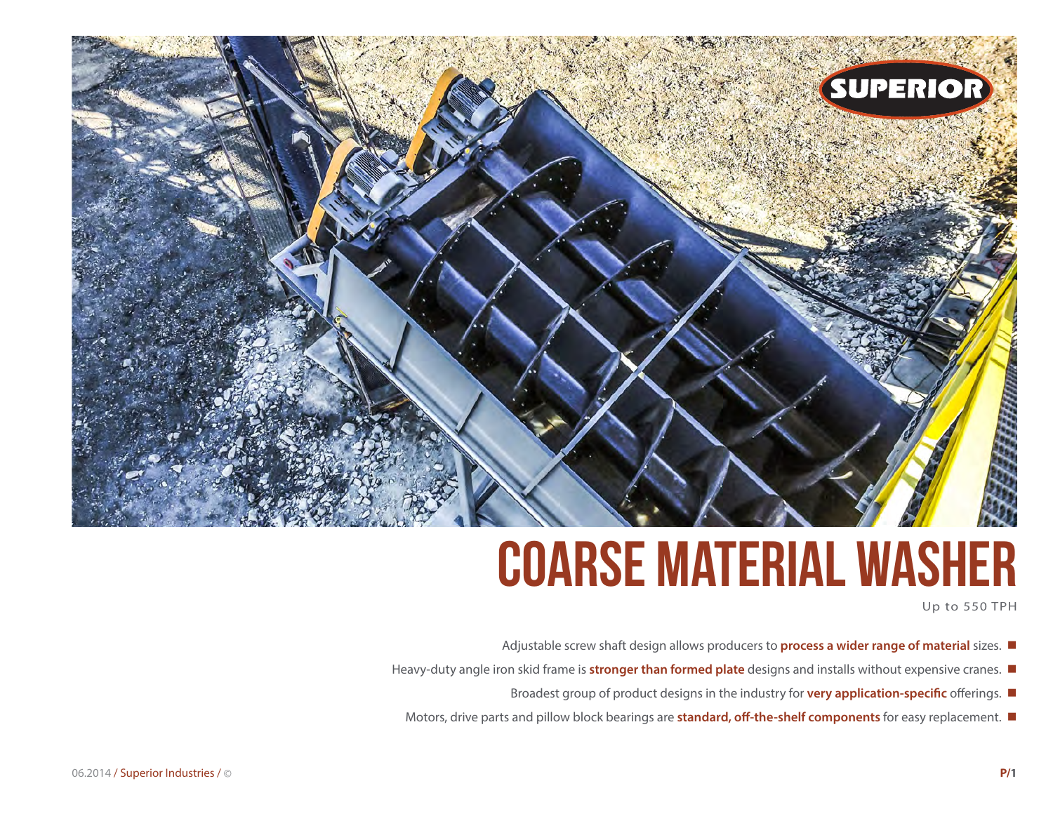# COARSE MATERIAL WASHER

Up to 550 TPH

- Adjustable screw shaft design allows producers to **process a wider range of material** sizes.
- Heavy-duty angle iron skid frame is **stronger than formed plate** designs and installs without expensive cranes.
- Broadest group of product designs in the industry for **very application-specific** offerings.
- Motors, drive parts and pillow block bearings are **standard, off-the-shelf components** for easy replacement.

06.2014 / Superior Industries / ©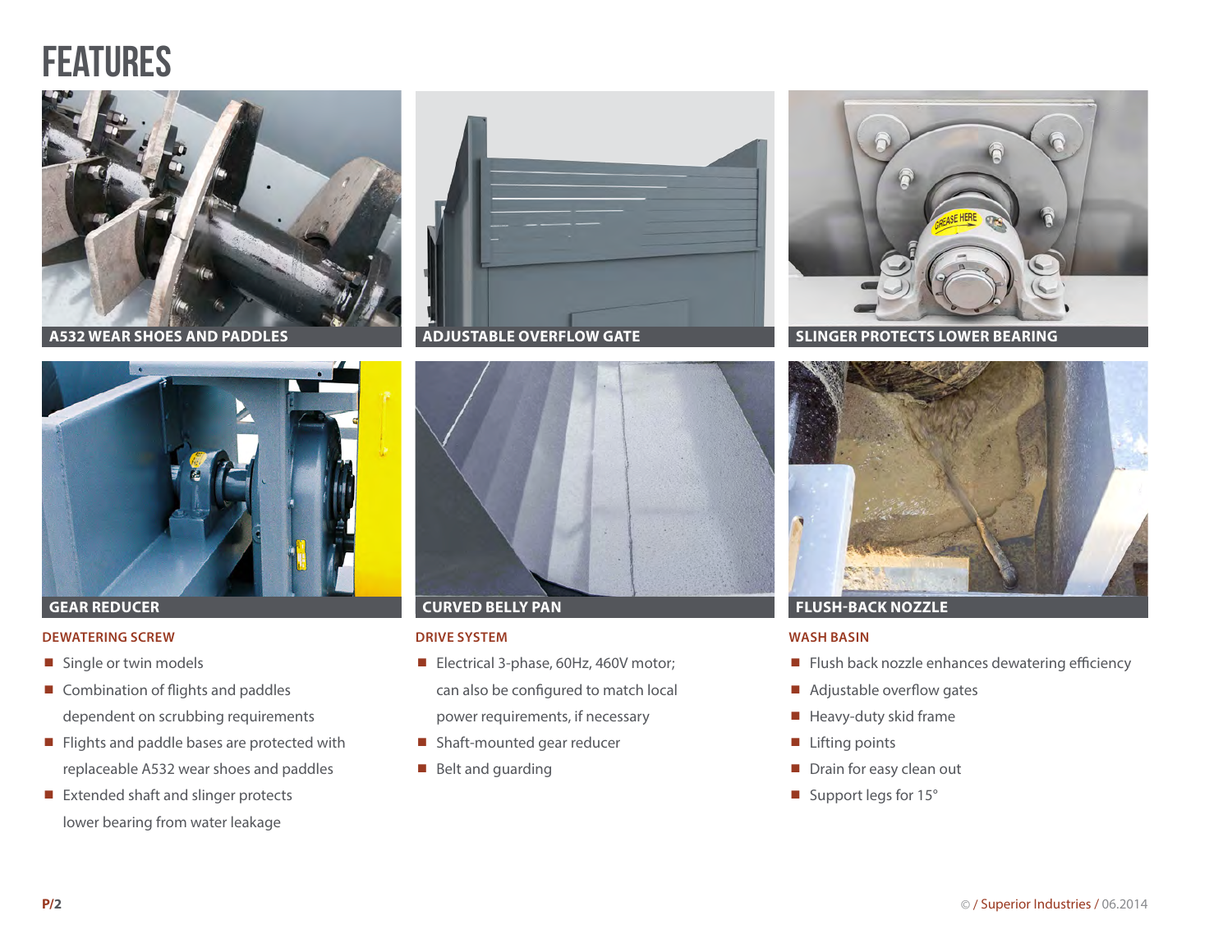# FEATURES

A532 WEAR SHOES AND PADDLES

ADJUSTABLE OVERFLOW GATE

SLINGER PROTECTS LOWER BEARING

GEAR REDUCER

CURVED BELLY PAN

FLUSH-BACK NOZZLE

### DEWATERING SCREW

- Single or twin models
- Combination of flights and paddles dependent on scrubbing requirements
- Flights and paddle bases are protected with replaceable A532 wear shoes and paddles
- Extended shaft and slinger protects lower bearing from water leakage

### DRIVE SYSTEM

- Electrical 3-phase, 60Hz, 460V motor; can also be configured to match local power requirements, if necessary
- Shaft-mounted gear reducer
- Belt and guarding

### WASH BASIN

- Flush back nozzle enhances dewatering efficiency
- Adjustable overflow gates
- Heavy-duty skid frame
- Lifting points
- Drain for easy clean out
- Support legs for 15°

© / Superior Industries / 06.2014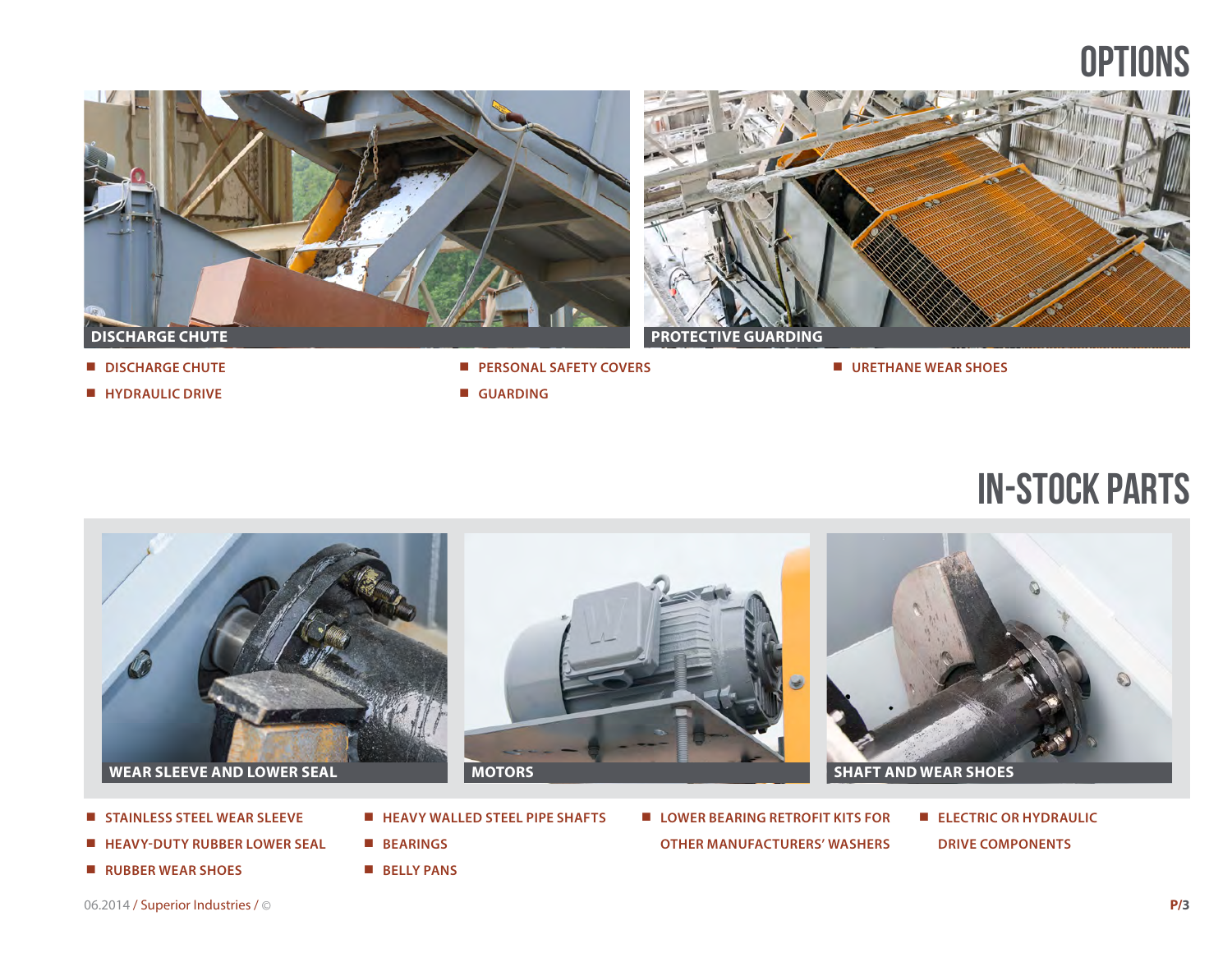# OPTIONS

DISCHARGE CHUTE

PROTECTIVE GUARDING

- DISCHARGE CHUTE
- HYDRAULIC DRIVE
- PERSONAL SAFETY COVERS
- GUARDING
- URETHANE WEAR SHOES

# IN-STOCK PARTS

WEAR SLEEVE AND LOWER SEAL

MOTORS

SHAFT AND WEAR SHOES

- STAINLESS STEEL WEAR SLEEVE
- HEAVY-DUTY RUBBER LOWER SEAL
- RUBBER WEAR SHOES
- HEAVY WALLED STEEL PIPE SHAFTS
- BEARINGS
- BELLY PANS
- LOWER BEARING RETROFIT KITS FOR OTHER MANUFACTURERS' WASHERS
- ELECTRIC OR HYDRAULIC DRIVE COMPONENTS

06.2014 / Superior Industries / ©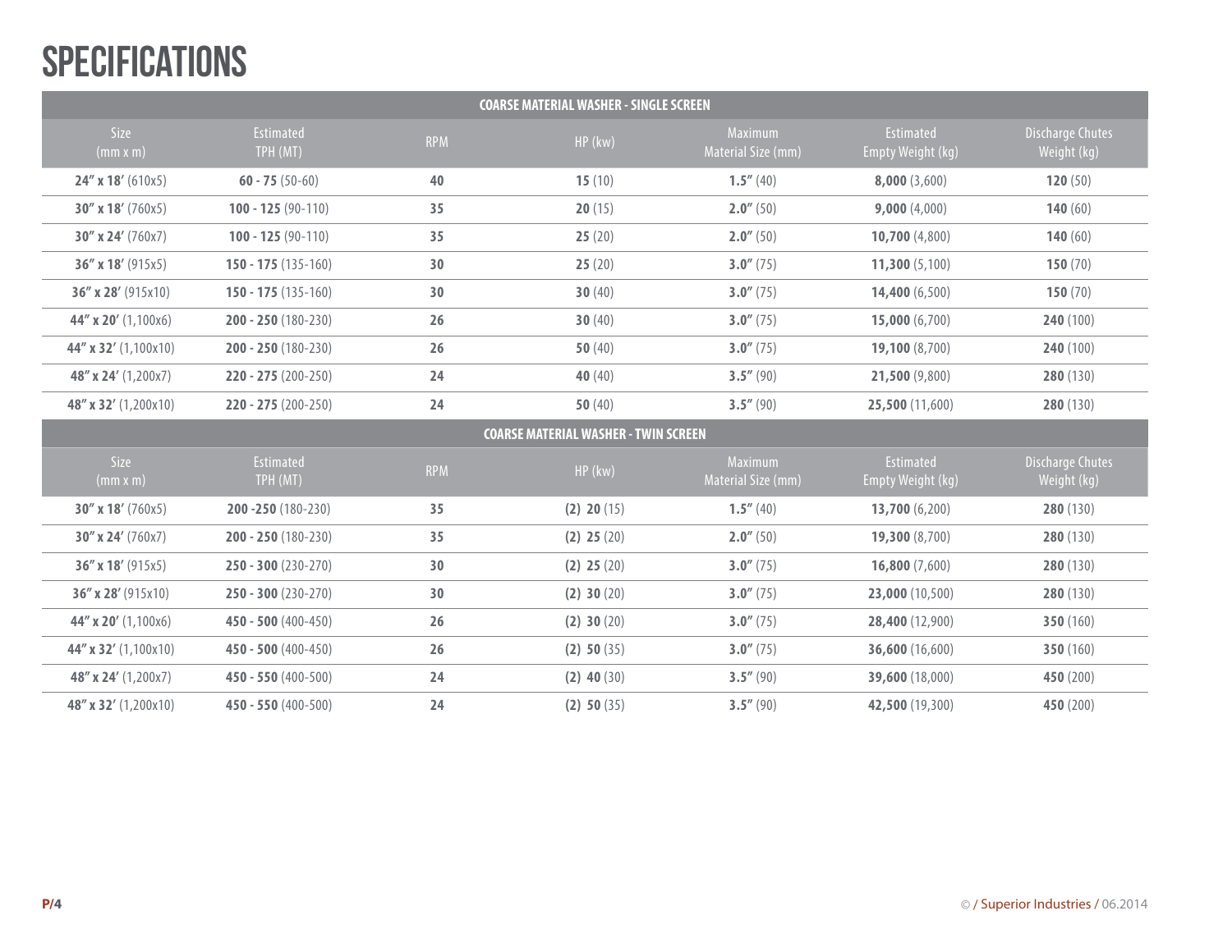# SPECIFICATIONS

| COARSE MATERIAL WASHER - SINGLE SCREEN | | | | | | |
|---|---|---|---|---|---|---|
| Size (mm x m) | Estimated TPH (MT) | RPM | HP (kw) | Maximum Material Size (mm) | Estimated Empty Weight (kg) | Discharge Chutes Weight (kg) |
| **24″ x 18′** (610x5) | **60 - 75** (50-60) | **40** | **15** (10) | **1.5″** (40) | **8,000** (3,600) | **120** (50) |
| **30″ x 18′** (760x5) | **100 - 125** (90-110) | **35** | **20** (15) | **2.0″** (50) | **9,000** (4,000) | **140** (60) |
| **30″ x 24′** (760x7) | **100 - 125** (90-110) | **35** | **25** (20) | **2.0″** (50) | **10,700** (4,800) | **140** (60) |
| **36″ x 18′** (915x5) | **150 - 175** (135-160) | **30** | **25** (20) | **3.0″** (75) | **11,300** (5,100) | **150** (70) |
| **36″ x 28′** (915x10) | **150 - 175** (135-160) | **30** | **30** (40) | **3.0″** (75) | **14,400** (6,500) | **150** (70) |
| **44″ x 20′** (1,100x6) | **200 - 250** (180-230) | **26** | **30** (40) | **3.0″** (75) | **15,000** (6,700) | **240** (100) |
| **44″ x 32′** (1,100x10) | **200 - 250** (180-230) | **26** | **50** (40) | **3.0″** (75) | **19,100** (8,700) | **240** (100) |
| **48″ x 24′** (1,200x7) | **220 - 275** (200-250) | **24** | **40** (40) | **3.5″** (90) | **21,500** (9,800) | **280** (130) |
| **48″ x 32′** (1,200x10) | **220 - 275** (200-250) | **24** | **50** (40) | **3.5″** (90) | **25,500** (11,600) | **280** (130) |

| COARSE MATERIAL WASHER - TWIN SCREEN | | | | | | |
|---|---|---|---|---|---|---|
| Size (mm x m) | Estimated TPH (MT) | RPM | HP (kw) | Maximum Material Size (mm) | Estimated Empty Weight (kg) | Discharge Chutes Weight (kg) |
| **30″ x 18′** (760x5) | **200 -250** (180-230) | **35** | **(2) 20** (15) | **1.5″** (40) | **13,700** (6,200) | **280** (130) |
| **30″ x 24′** (760x7) | **200 - 250** (180-230) | **35** | **(2) 25** (20) | **2.0″** (50) | **19,300** (8,700) | **280** (130) |
| **36″ x 18′** (915x5) | **250 - 300** (230-270) | **30** | **(2) 25** (20) | **3.0″** (75) | **16,800** (7,600) | **280** (130) |
| **36″ x 28′** (915x10) | **250 - 300** (230-270) | **30** | **(2) 30** (20) | **3.0″** (75) | **23,000** (10,500) | **280** (130) |
| **44″ x 20′** (1,100x6) | **450 - 500** (400-450) | **26** | **(2) 30** (20) | **3.0″** (75) | **28,400** (12,900) | **350** (160) |
| **44″ x 32′** (1,100x10) | **450 - 500** (400-450) | **26** | **(2) 50** (35) | **3.0″** (75) | **36,600** (16,600) | **350** (160) |
| **48″ x 24′** (1,200x7) | **450 - 550** (400-500) | **24** | **(2) 40** (30) | **3.5″** (90) | **39,600** (18,000) | **450** (200) |
| **48″ x 32′** (1,200x10) | **450 - 550** (400-500) | **24** | **(2) 50** (35) | **3.5″** (90) | **42,500** (19,300) | **450** (200) |

© / Superior Industries / 06.2014